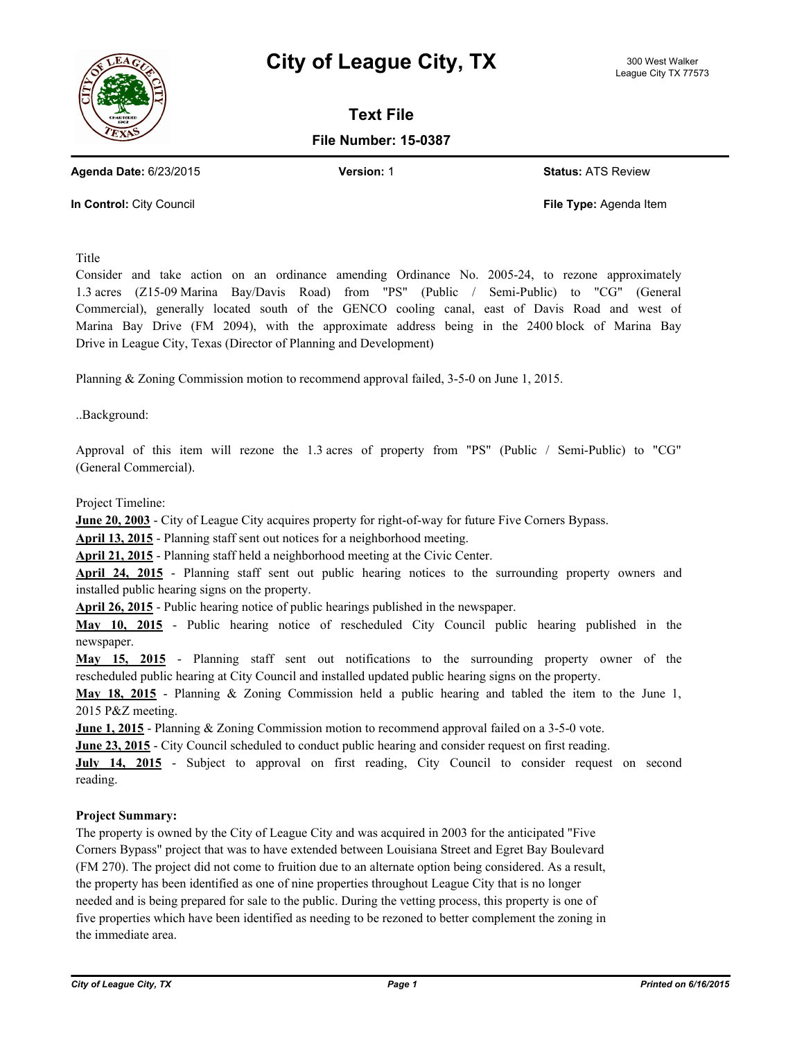# City of League City, TX

300 West Walker
League City TX 77573

## Text File

**File Number: 15-0387**

**Agenda Date:** 6/23/2015 **Version:** 1 **Status:** ATS Review

**In Control:** City Council **File Type:** Agenda Item

Title

Consider and take action on an ordinance amending Ordinance No. 2005-24, to rezone approximately 1.3 acres (Z15-09 Marina Bay/Davis Road) from "PS" (Public / Semi-Public) to "CG" (General Commercial), generally located south of the GENCO cooling canal, east of Davis Road and west of Marina Bay Drive (FM 2094), with the approximate address being in the 2400 block of Marina Bay Drive in League City, Texas (Director of Planning and Development)

Planning & Zoning Commission motion to recommend approval failed, 3-5-0 on June 1, 2015.

..Background:

Approval of this item will rezone the 1.3 acres of property from "PS" (Public / Semi-Public) to "CG" (General Commercial).

Project Timeline:

**June 20, 2003** - City of League City acquires property for right-of-way for future Five Corners Bypass.
**April 13, 2015** - Planning staff sent out notices for a neighborhood meeting.
**April 21, 2015** - Planning staff held a neighborhood meeting at the Civic Center.
**April 24, 2015** - Planning staff sent out public hearing notices to the surrounding property owners and installed public hearing signs on the property.
**April 26, 2015** - Public hearing notice of public hearings published in the newspaper.
**May 10, 2015** - Public hearing notice of rescheduled City Council public hearing published in the newspaper.
**May 15, 2015** - Planning staff sent out notifications to the surrounding property owner of the rescheduled public hearing at City Council and installed updated public hearing signs on the property.
**May 18, 2015** - Planning & Zoning Commission held a public hearing and tabled the item to the June 1, 2015 P&Z meeting.
**June 1, 2015** - Planning & Zoning Commission motion to recommend approval failed on a 3-5-0 vote.
**June 23, 2015** - City Council scheduled to conduct public hearing and consider request on first reading.
**July 14, 2015** - Subject to approval on first reading, City Council to consider request on second reading.

**Project Summary:**

The property is owned by the City of League City and was acquired in 2003 for the anticipated "Five Corners Bypass" project that was to have extended between Louisiana Street and Egret Bay Boulevard (FM 270). The project did not come to fruition due to an alternate option being considered. As a result, the property has been identified as one of nine properties throughout League City that is no longer needed and is being prepared for sale to the public. During the vetting process, this property is one of five properties which have been identified as needing to be rezoned to better complement the zoning in the immediate area.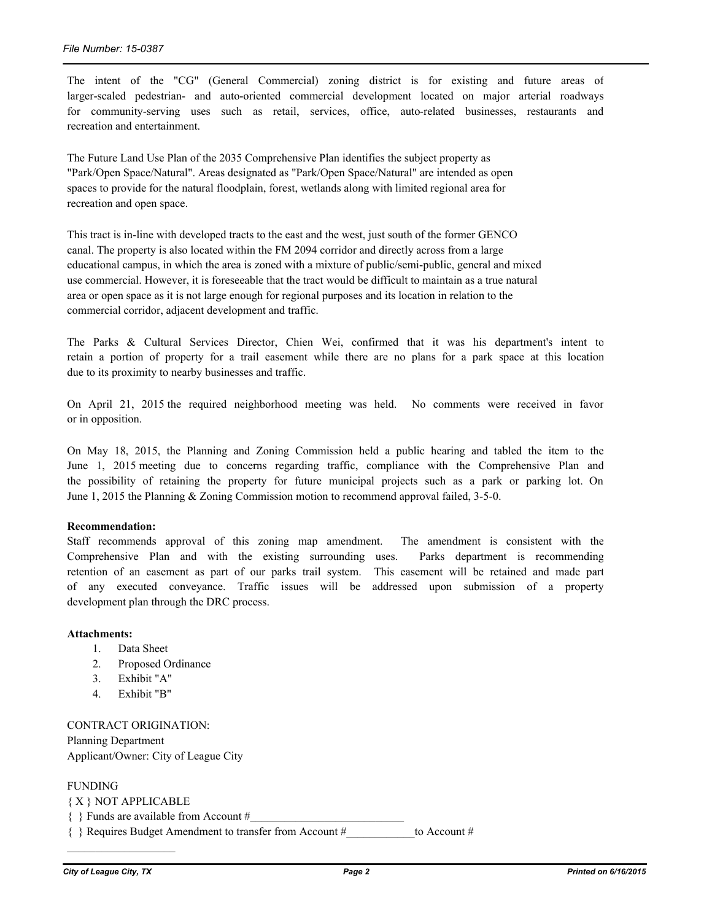The intent of the "CG" (General Commercial) zoning district is for existing and future areas of larger-scaled pedestrian- and auto-oriented commercial development located on major arterial roadways for community-serving uses such as retail, services, office, auto-related businesses, restaurants and recreation and entertainment.

The Future Land Use Plan of the 2035 Comprehensive Plan identifies the subject property as "Park/Open Space/Natural". Areas designated as "Park/Open Space/Natural" are intended as open spaces to provide for the natural floodplain, forest, wetlands along with limited regional area for recreation and open space.

This tract is in-line with developed tracts to the east and the west, just south of the former GENCO canal. The property is also located within the FM 2094 corridor and directly across from a large educational campus, in which the area is zoned with a mixture of public/semi-public, general and mixed use commercial. However, it is foreseeable that the tract would be difficult to maintain as a true natural area or open space as it is not large enough for regional purposes and its location in relation to the commercial corridor, adjacent development and traffic.

The Parks & Cultural Services Director, Chien Wei, confirmed that it was his department's intent to retain a portion of property for a trail easement while there are no plans for a park space at this location due to its proximity to nearby businesses and traffic.

On April 21, 2015 the required neighborhood meeting was held. No comments were received in favor or in opposition.

On May 18, 2015, the Planning and Zoning Commission held a public hearing and tabled the item to the June 1, 2015 meeting due to concerns regarding traffic, compliance with the Comprehensive Plan and the possibility of retaining the property for future municipal projects such as a park or parking lot. On June 1, 2015 the Planning & Zoning Commission motion to recommend approval failed, 3-5-0.

**Recommendation:**
Staff recommends approval of this zoning map amendment. The amendment is consistent with the Comprehensive Plan and with the existing surrounding uses. Parks department is recommending retention of an easement as part of our parks trail system. This easement will be retained and made part of any executed conveyance. Traffic issues will be addressed upon submission of a property development plan through the DRC process.

**Attachments:**

1. Data Sheet
2. Proposed Ordinance
3. Exhibit "A"
4. Exhibit "B"

CONTRACT ORIGINATION:
Planning Department
Applicant/Owner: City of League City

FUNDING
{ X } NOT APPLICABLE
{ } Funds are available from Account #____________________________
{ } Requires Budget Amendment to transfer from Account #____________to Account #
____________________